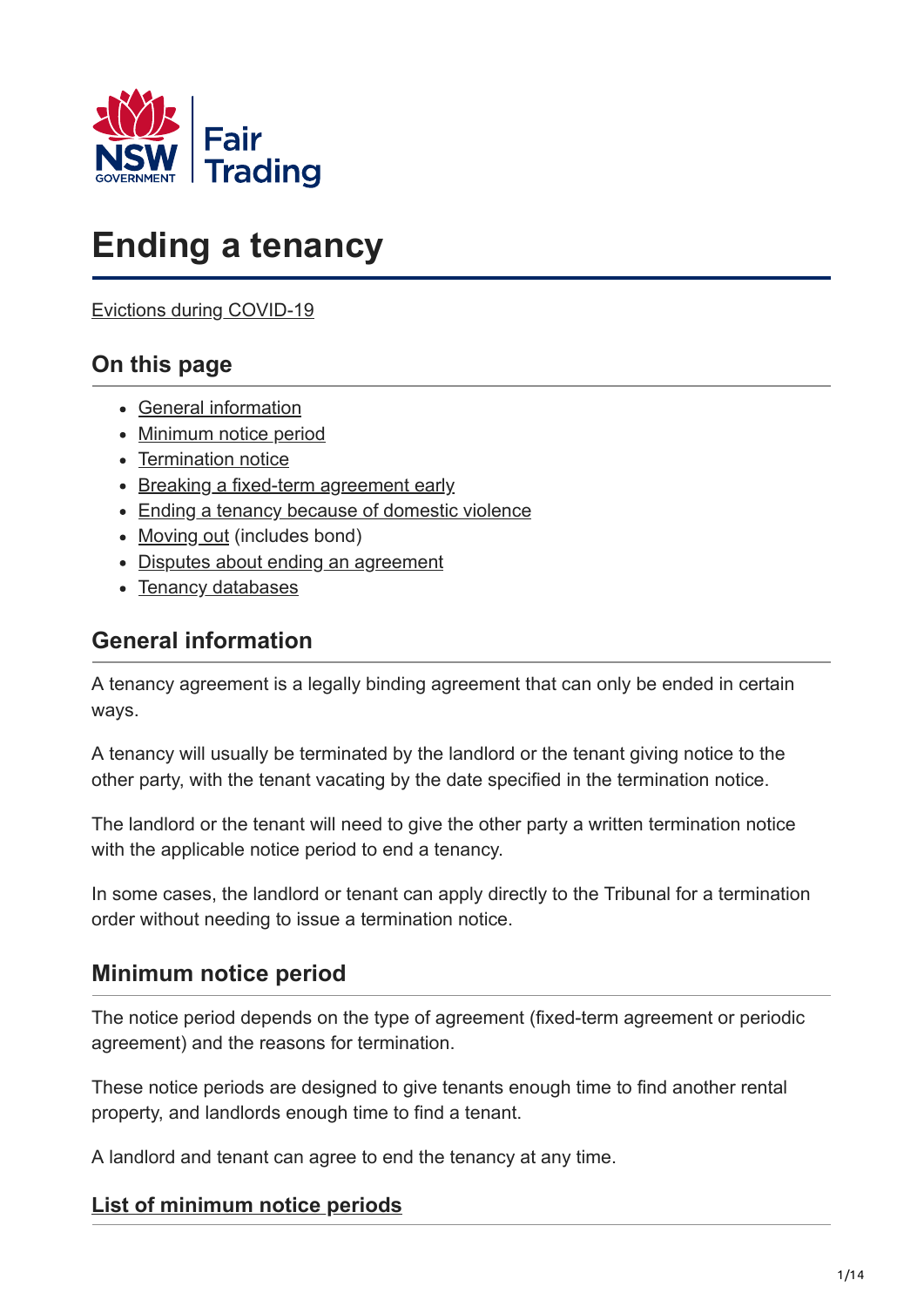# Ending a tenancy

Evictions during COVID-19

## On this page

- General information
- Minimum notice period
- Termination notice
- Breaking a fixed-term agreement early
- Ending a tenancy because of domestic violence
- Moving out (includes bond)
- Disputes about ending an agreement
- Tenancy databases

## General information

A tenancy agreement is a legally binding agreement that can only be ended in certain ways.

A tenancy will usually be terminated by the landlord or the tenant giving notice to the other party, with the tenant vacating by the date specified in the termination notice.

The landlord or the tenant will need to give the other party a written termination notice with the applicable notice period to end a tenancy.

In some cases, the landlord or tenant can apply directly to the Tribunal for a termination order without needing to issue a termination notice.

## Minimum notice period

The notice period depends on the type of agreement (fixed-term agreement or periodic agreement) and the reasons for termination.

These notice periods are designed to give tenants enough time to find another rental property, and landlords enough time to find a tenant.

A landlord and tenant can agree to end the tenancy at any time.

### List of minimum notice periods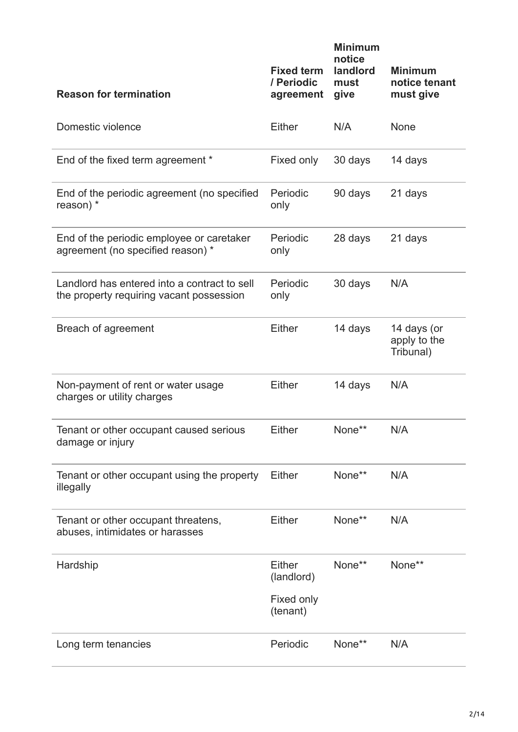| Reason for termination | Fixed term / Periodic agreement | Minimum notice landlord must give | Minimum notice tenant must give |
|---|---|---|---|
| Domestic violence | Either | N/A | None |
| End of the fixed term agreement * | Fixed only | 30 days | 14 days |
| End of the periodic agreement (no specified reason) * | Periodic only | 90 days | 21 days |
| End of the periodic employee or caretaker agreement (no specified reason) * | Periodic only | 28 days | 21 days |
| Landlord has entered into a contract to sell the property requiring vacant possession | Periodic only | 30 days | N/A |
| Breach of agreement | Either | 14 days | 14 days (or apply to the Tribunal) |
| Non-payment of rent or water usage charges or utility charges | Either | 14 days | N/A |
| Tenant or other occupant caused serious damage or injury | Either | None** | N/A |
| Tenant or other occupant using the property illegally | Either | None** | N/A |
| Tenant or other occupant threatens, abuses, intimidates or harasses | Either | None** | N/A |
| Hardship | Either (landlord) Fixed only (tenant) | None** | None** |
| Long term tenancies | Periodic | None** | N/A |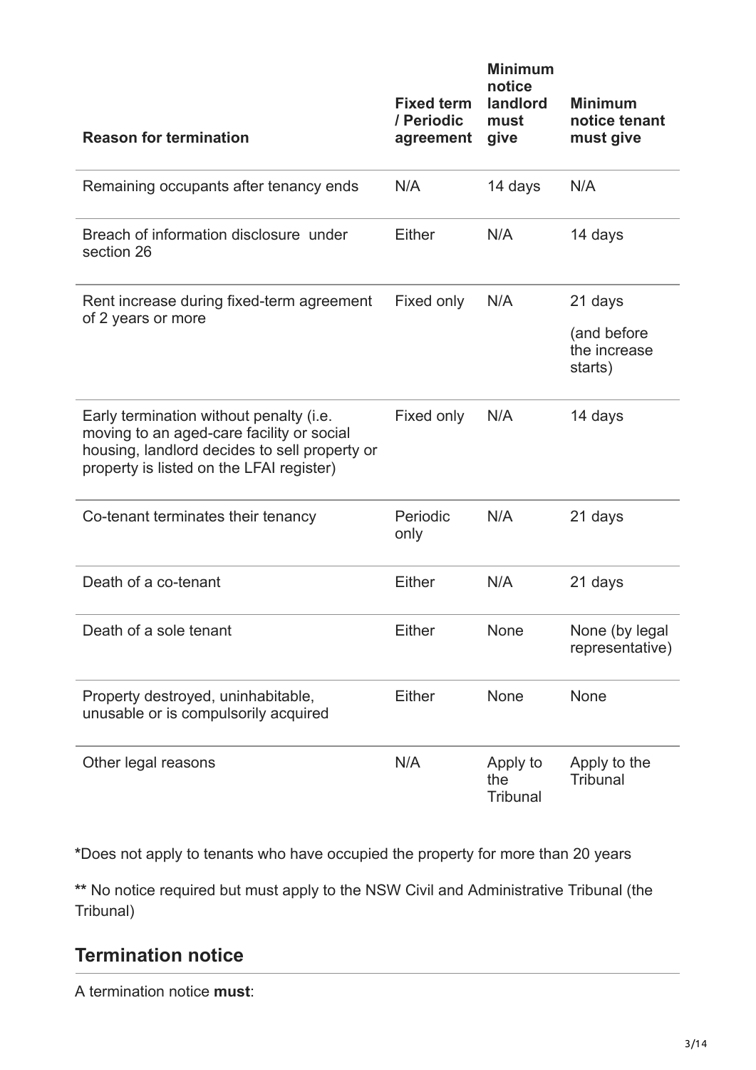| Reason for termination | Fixed term / Periodic agreement | Minimum notice landlord must give | Minimum notice tenant must give |
|---|---|---|---|
| Remaining occupants after tenancy ends | N/A | 14 days | N/A |
| Breach of information disclosure under section 26 | Either | N/A | 14 days |
| Rent increase during fixed-term agreement of 2 years or more | Fixed only | N/A | 21 days (and before the increase starts) |
| Early termination without penalty (i.e. moving to an aged-care facility or social housing, landlord decides to sell property or property is listed on the LFAI register) | Fixed only | N/A | 14 days |
| Co-tenant terminates their tenancy | Periodic only | N/A | 21 days |
| Death of a co-tenant | Either | N/A | 21 days |
| Death of a sole tenant | Either | None | None (by legal representative) |
| Property destroyed, uninhabitable, unusable or is compulsorily acquired | Either | None | None |
| Other legal reasons | N/A | Apply to the Tribunal | Apply to the Tribunal |

**\***Does not apply to tenants who have occupied the property for more than 20 years

**\*\*** No notice required but must apply to the NSW Civil and Administrative Tribunal (the Tribunal)

## Termination notice

A termination notice **must**: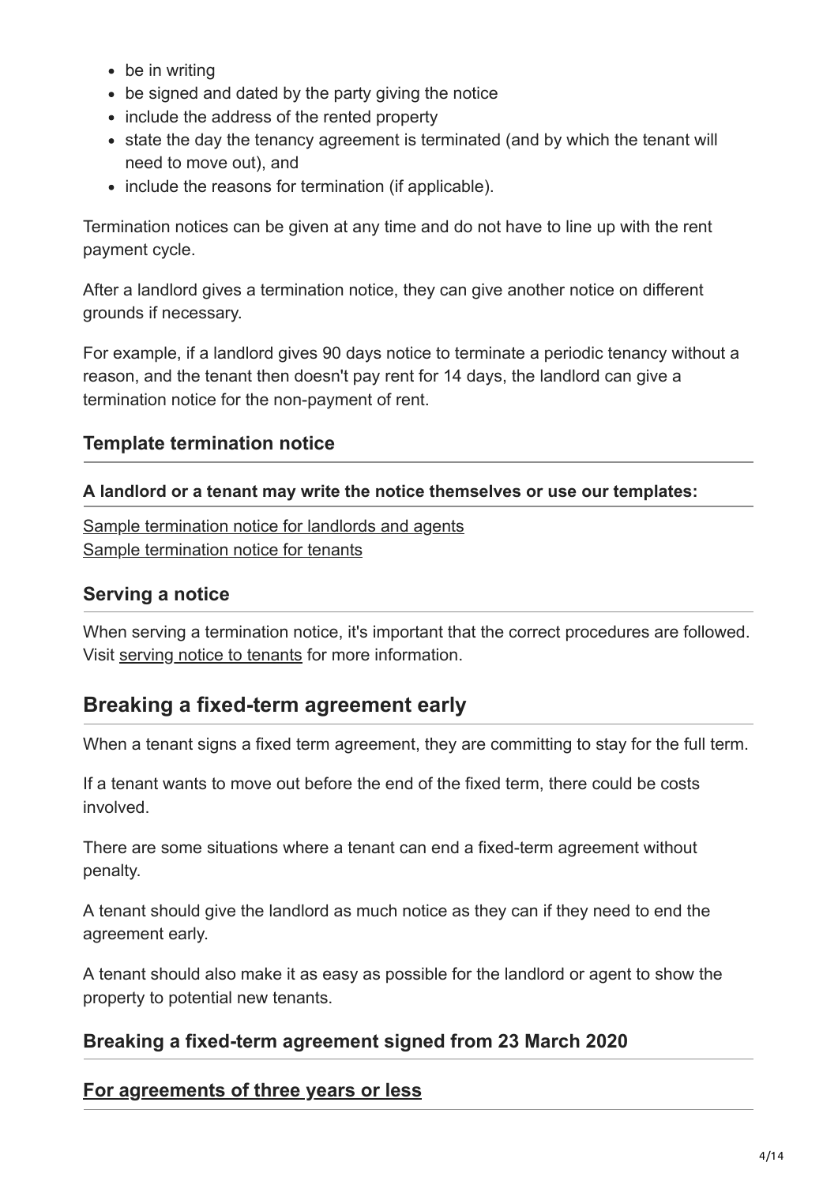- be in writing
- be signed and dated by the party giving the notice
- include the address of the rented property
- state the day the tenancy agreement is terminated (and by which the tenant will need to move out), and
- include the reasons for termination (if applicable).

Termination notices can be given at any time and do not have to line up with the rent payment cycle.

After a landlord gives a termination notice, they can give another notice on different grounds if necessary.

For example, if a landlord gives 90 days notice to terminate a periodic tenancy without a reason, and the tenant then doesn't pay rent for 14 days, the landlord can give a termination notice for the non-payment of rent.

### Template termination notice

**A landlord or a tenant may write the notice themselves or use our templates:**

Sample termination notice for landlords and agents
Sample termination notice for tenants

### Serving a notice

When serving a termination notice, it's important that the correct procedures are followed. Visit serving notice to tenants for more information.

## Breaking a fixed-term agreement early

When a tenant signs a fixed term agreement, they are committing to stay for the full term.

If a tenant wants to move out before the end of the fixed term, there could be costs involved.

There are some situations where a tenant can end a fixed-term agreement without penalty.

A tenant should give the landlord as much notice as they can if they need to end the agreement early.

A tenant should also make it as easy as possible for the landlord or agent to show the property to potential new tenants.

### Breaking a fixed-term agreement signed from 23 March 2020

### For agreements of three years or less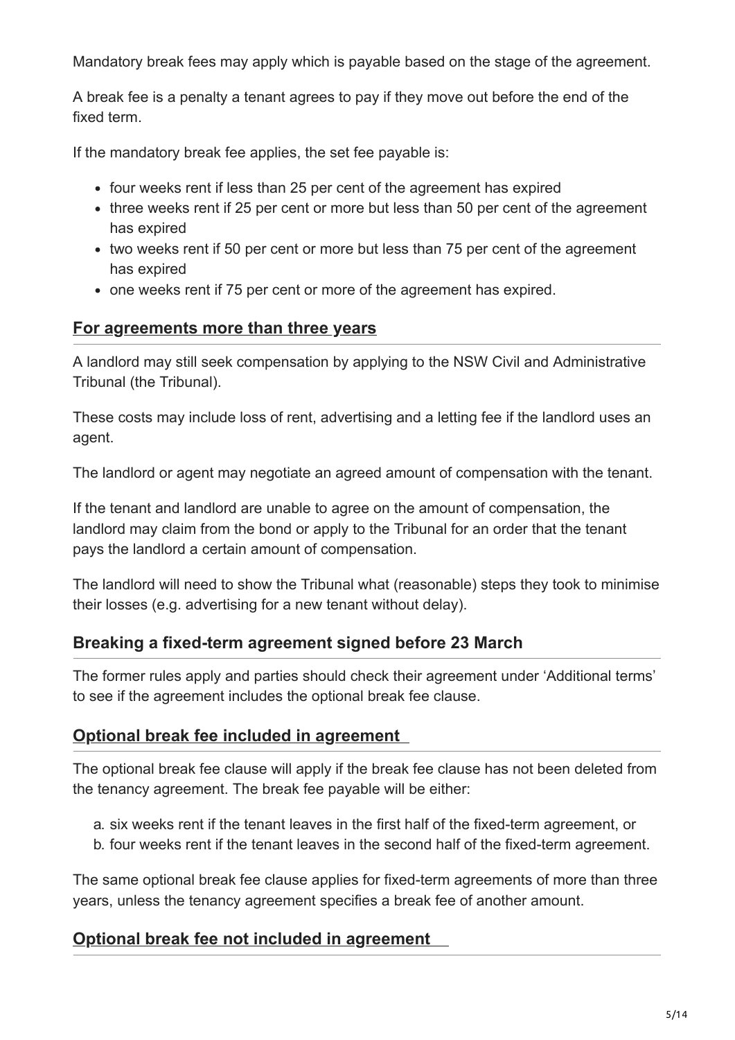Mandatory break fees may apply which is payable based on the stage of the agreement.

A break fee is a penalty a tenant agrees to pay if they move out before the end of the fixed term.

If the mandatory break fee applies, the set fee payable is:

- four weeks rent if less than 25 per cent of the agreement has expired
- three weeks rent if 25 per cent or more but less than 50 per cent of the agreement has expired
- two weeks rent if 50 per cent or more but less than 75 per cent of the agreement has expired
- one weeks rent if 75 per cent or more of the agreement has expired.

## For agreements more than three years

A landlord may still seek compensation by applying to the NSW Civil and Administrative Tribunal (the Tribunal).

These costs may include loss of rent, advertising and a letting fee if the landlord uses an agent.

The landlord or agent may negotiate an agreed amount of compensation with the tenant.

If the tenant and landlord are unable to agree on the amount of compensation, the landlord may claim from the bond or apply to the Tribunal for an order that the tenant pays the landlord a certain amount of compensation.

The landlord will need to show the Tribunal what (reasonable) steps they took to minimise their losses (e.g. advertising for a new tenant without delay).

## Breaking a fixed-term agreement signed before 23 March

The former rules apply and parties should check their agreement under 'Additional terms' to see if the agreement includes the optional break fee clause.

## Optional break fee included in agreement

The optional break fee clause will apply if the break fee clause has not been deleted from the tenancy agreement. The break fee payable will be either:

a. six weeks rent if the tenant leaves in the first half of the fixed-term agreement, or
b. four weeks rent if the tenant leaves in the second half of the fixed-term agreement.

The same optional break fee clause applies for fixed-term agreements of more than three years, unless the tenancy agreement specifies a break fee of another amount.

## Optional break fee not included in agreement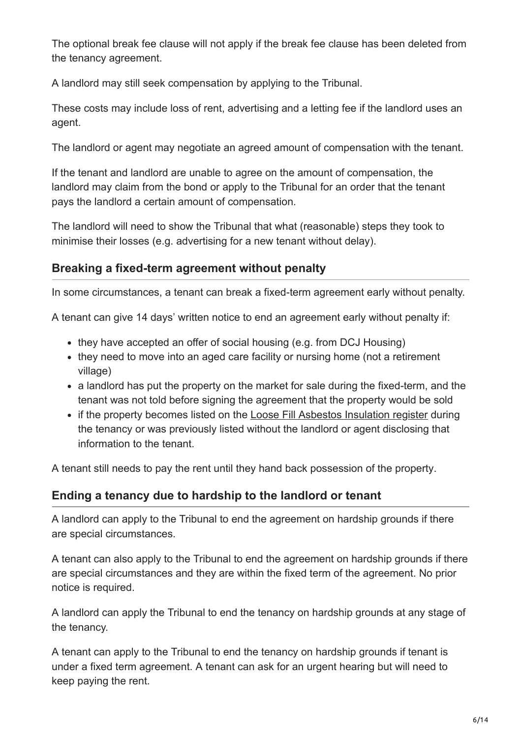The optional break fee clause will not apply if the break fee clause has been deleted from the tenancy agreement.

A landlord may still seek compensation by applying to the Tribunal.

These costs may include loss of rent, advertising and a letting fee if the landlord uses an agent.

The landlord or agent may negotiate an agreed amount of compensation with the tenant.

If the tenant and landlord are unable to agree on the amount of compensation, the landlord may claim from the bond or apply to the Tribunal for an order that the tenant pays the landlord a certain amount of compensation.

The landlord will need to show the Tribunal that what (reasonable) steps they took to minimise their losses (e.g. advertising for a new tenant without delay).

### Breaking a fixed-term agreement without penalty

In some circumstances, a tenant can break a fixed-term agreement early without penalty.

A tenant can give 14 days' written notice to end an agreement early without penalty if:

- they have accepted an offer of social housing (e.g. from DCJ Housing)
- they need to move into an aged care facility or nursing home (not a retirement village)
- a landlord has put the property on the market for sale during the fixed-term, and the tenant was not told before signing the agreement that the property would be sold
- if the property becomes listed on the Loose Fill Asbestos Insulation register during the tenancy or was previously listed without the landlord or agent disclosing that information to the tenant.

A tenant still needs to pay the rent until they hand back possession of the property.

### Ending a tenancy due to hardship to the landlord or tenant

A landlord can apply to the Tribunal to end the agreement on hardship grounds if there are special circumstances.

A tenant can also apply to the Tribunal to end the agreement on hardship grounds if there are special circumstances and they are within the fixed term of the agreement. No prior notice is required.

A landlord can apply the Tribunal to end the tenancy on hardship grounds at any stage of the tenancy.

A tenant can apply to the Tribunal to end the tenancy on hardship grounds if tenant is under a fixed term agreement. A tenant can ask for an urgent hearing but will need to keep paying the rent.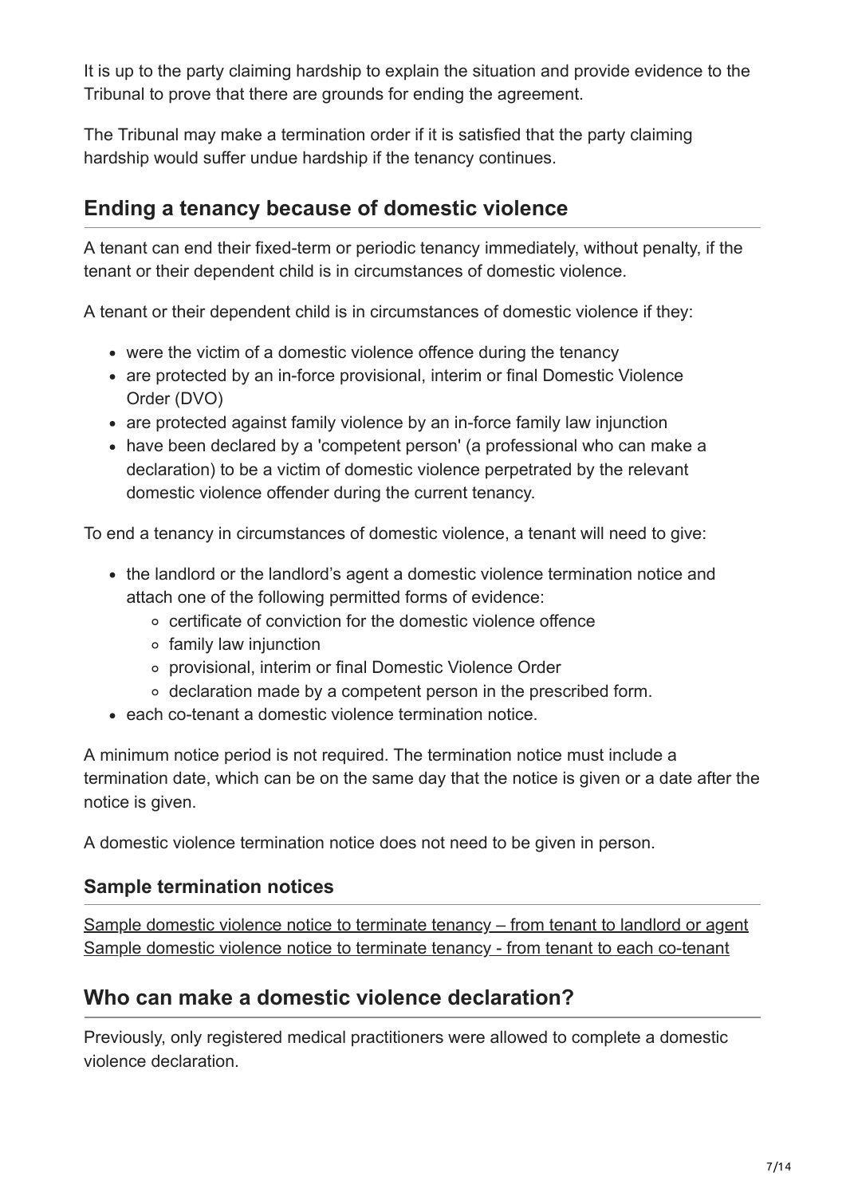It is up to the party claiming hardship to explain the situation and provide evidence to the Tribunal to prove that there are grounds for ending the agreement.

The Tribunal may make a termination order if it is satisfied that the party claiming hardship would suffer undue hardship if the tenancy continues.

## Ending a tenancy because of domestic violence

A tenant can end their fixed-term or periodic tenancy immediately, without penalty, if the tenant or their dependent child is in circumstances of domestic violence.

A tenant or their dependent child is in circumstances of domestic violence if they:

- were the victim of a domestic violence offence during the tenancy
- are protected by an in-force provisional, interim or final Domestic Violence Order (DVO)
- are protected against family violence by an in-force family law injunction
- have been declared by a 'competent person' (a professional who can make a declaration) to be a victim of domestic violence perpetrated by the relevant domestic violence offender during the current tenancy.

To end a tenancy in circumstances of domestic violence, a tenant will need to give:

- the landlord or the landlord's agent a domestic violence termination notice and attach one of the following permitted forms of evidence:
    - certificate of conviction for the domestic violence offence
    - family law injunction
    - provisional, interim or final Domestic Violence Order
    - declaration made by a competent person in the prescribed form.
- each co-tenant a domestic violence termination notice.

A minimum notice period is not required. The termination notice must include a termination date, which can be on the same day that the notice is given or a date after the notice is given.

A domestic violence termination notice does not need to be given in person.

### Sample termination notices

Sample domestic violence notice to terminate tenancy – from tenant to landlord or agent
Sample domestic violence notice to terminate tenancy - from tenant to each co-tenant

## Who can make a domestic violence declaration?

Previously, only registered medical practitioners were allowed to complete a domestic violence declaration.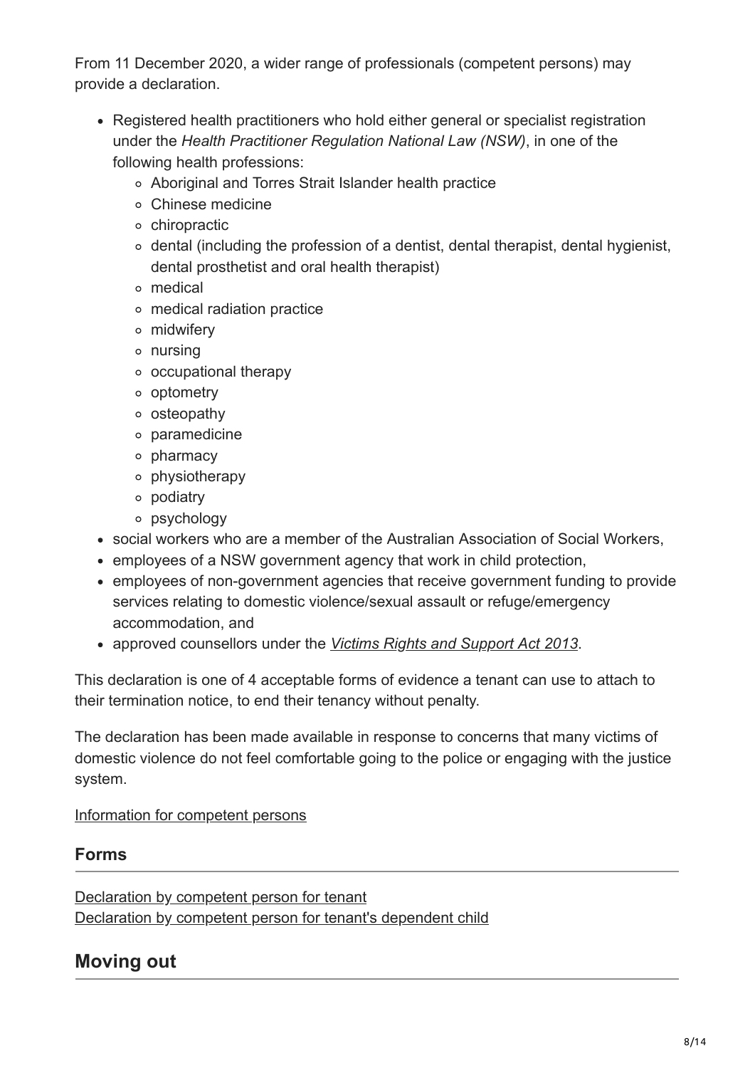From 11 December 2020, a wider range of professionals (competent persons) may provide a declaration.

- Registered health practitioners who hold either general or specialist registration under the *Health Practitioner Regulation National Law (NSW)*, in one of the following health professions:
  - Aboriginal and Torres Strait Islander health practice
  - Chinese medicine
  - chiropractic
  - dental (including the profession of a dentist, dental therapist, dental hygienist, dental prosthetist and oral health therapist)
  - medical
  - medical radiation practice
  - midwifery
  - nursing
  - occupational therapy
  - optometry
  - osteopathy
  - paramedicine
  - pharmacy
  - physiotherapy
  - podiatry
  - psychology
- social workers who are a member of the Australian Association of Social Workers,
- employees of a NSW government agency that work in child protection,
- employees of non-government agencies that receive government funding to provide services relating to domestic violence/sexual assault or refuge/emergency accommodation, and
- approved counsellors under the *Victims Rights and Support Act 2013*.

This declaration is one of 4 acceptable forms of evidence a tenant can use to attach to their termination notice, to end their tenancy without penalty.

The declaration has been made available in response to concerns that many victims of domestic violence do not feel comfortable going to the police or engaging with the justice system.

Information for competent persons

### Forms

Declaration by competent person for tenant
Declaration by competent person for tenant's dependent child

## Moving out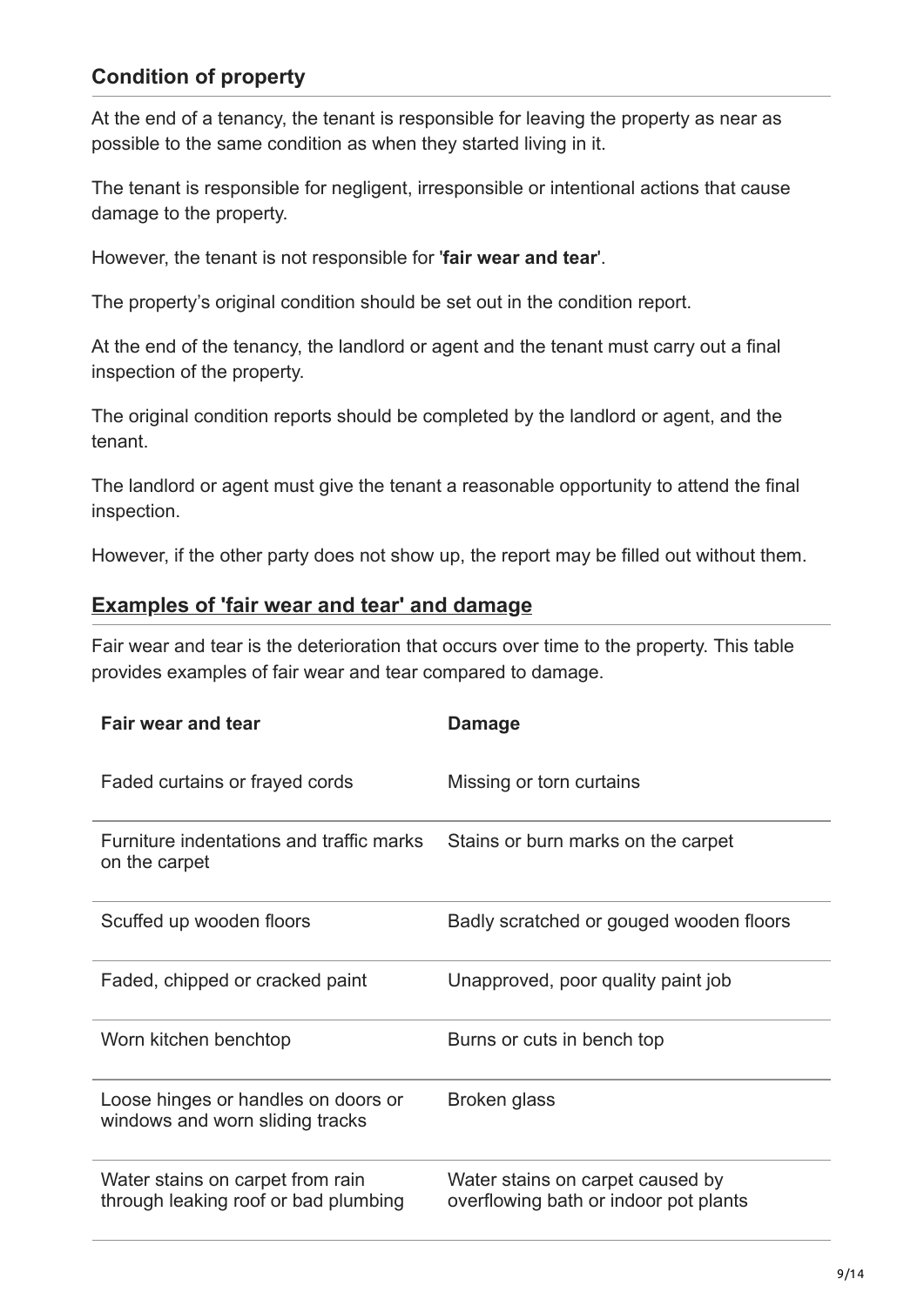## Condition of property

At the end of a tenancy, the tenant is responsible for leaving the property as near as possible to the same condition as when they started living in it.

The tenant is responsible for negligent, irresponsible or intentional actions that cause damage to the property.

However, the tenant is not responsible for '**fair wear and tear**'.

The property's original condition should be set out in the condition report.

At the end of the tenancy, the landlord or agent and the tenant must carry out a final inspection of the property.

The original condition reports should be completed by the landlord or agent, and the tenant.

The landlord or agent must give the tenant a reasonable opportunity to attend the final inspection.

However, if the other party does not show up, the report may be filled out without them.

### Examples of 'fair wear and tear' and damage

Fair wear and tear is the deterioration that occurs over time to the property. This table provides examples of fair wear and tear compared to damage.

| Fair wear and tear | Damage |
|---|---|
| Faded curtains or frayed cords | Missing or torn curtains |
| Furniture indentations and traffic marks on the carpet | Stains or burn marks on the carpet |
| Scuffed up wooden floors | Badly scratched or gouged wooden floors |
| Faded, chipped or cracked paint | Unapproved, poor quality paint job |
| Worn kitchen benchtop | Burns or cuts in bench top |
| Loose hinges or handles on doors or windows and worn sliding tracks | Broken glass |
| Water stains on carpet from rain through leaking roof or bad plumbing | Water stains on carpet caused by overflowing bath or indoor pot plants |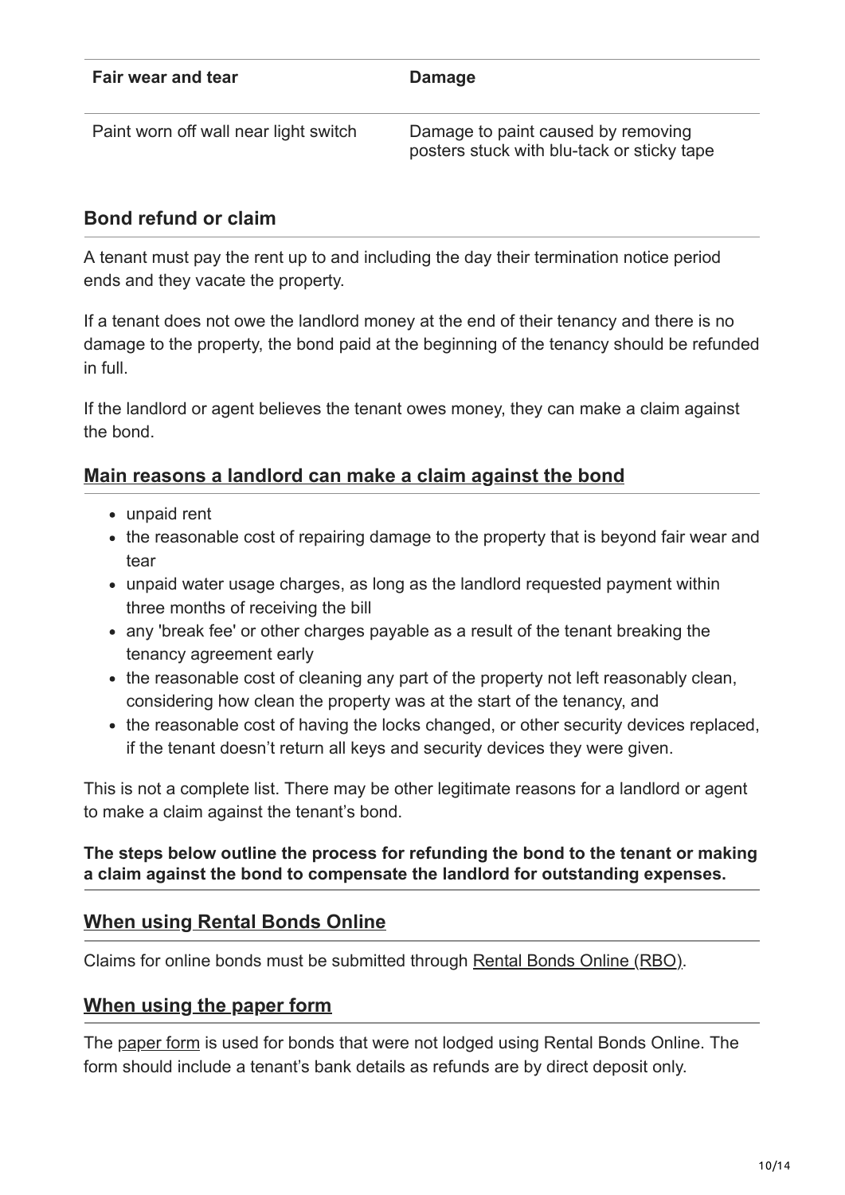| Fair wear and tear | Damage |
| --- | --- |
| Paint worn off wall near light switch | Damage to paint caused by removing posters stuck with blu-tack or sticky tape |

### Bond refund or claim

A tenant must pay the rent up to and including the day their termination notice period ends and they vacate the property.

If a tenant does not owe the landlord money at the end of their tenancy and there is no damage to the property, the bond paid at the beginning of the tenancy should be refunded in full.

If the landlord or agent believes the tenant owes money, they can make a claim against the bond.

### Main reasons a landlord can make a claim against the bond

- unpaid rent
- the reasonable cost of repairing damage to the property that is beyond fair wear and tear
- unpaid water usage charges, as long as the landlord requested payment within three months of receiving the bill
- any 'break fee' or other charges payable as a result of the tenant breaking the tenancy agreement early
- the reasonable cost of cleaning any part of the property not left reasonably clean, considering how clean the property was at the start of the tenancy, and
- the reasonable cost of having the locks changed, or other security devices replaced, if the tenant doesn't return all keys and security devices they were given.

This is not a complete list. There may be other legitimate reasons for a landlord or agent to make a claim against the tenant's bond.

**The steps below outline the process for refunding the bond to the tenant or making a claim against the bond to compensate the landlord for outstanding expenses.**

### When using Rental Bonds Online

Claims for online bonds must be submitted through Rental Bonds Online (RBO).

### When using the paper form

The paper form is used for bonds that were not lodged using Rental Bonds Online. The form should include a tenant's bank details as refunds are by direct deposit only.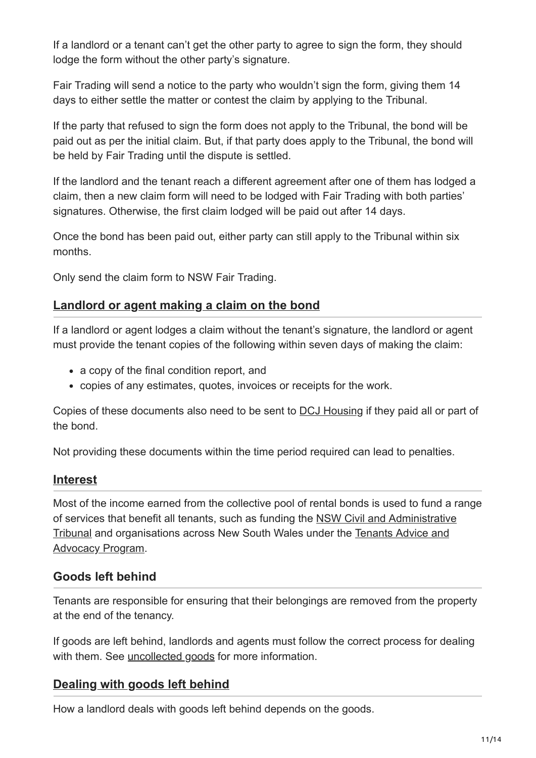If a landlord or a tenant can't get the other party to agree to sign the form, they should lodge the form without the other party's signature.

Fair Trading will send a notice to the party who wouldn't sign the form, giving them 14 days to either settle the matter or contest the claim by applying to the Tribunal.

If the party that refused to sign the form does not apply to the Tribunal, the bond will be paid out as per the initial claim. But, if that party does apply to the Tribunal, the bond will be held by Fair Trading until the dispute is settled.

If the landlord and the tenant reach a different agreement after one of them has lodged a claim, then a new claim form will need to be lodged with Fair Trading with both parties' signatures. Otherwise, the first claim lodged will be paid out after 14 days.

Once the bond has been paid out, either party can still apply to the Tribunal within six months.

Only send the claim form to NSW Fair Trading.

## Landlord or agent making a claim on the bond

If a landlord or agent lodges a claim without the tenant's signature, the landlord or agent must provide the tenant copies of the following within seven days of making the claim:

- a copy of the final condition report, and
- copies of any estimates, quotes, invoices or receipts for the work.

Copies of these documents also need to be sent to DCJ Housing if they paid all or part of the bond.

Not providing these documents within the time period required can lead to penalties.

## Interest

Most of the income earned from the collective pool of rental bonds is used to fund a range of services that benefit all tenants, such as funding the NSW Civil and Administrative Tribunal and organisations across New South Wales under the Tenants Advice and Advocacy Program.

## Goods left behind

Tenants are responsible for ensuring that their belongings are removed from the property at the end of the tenancy.

If goods are left behind, landlords and agents must follow the correct process for dealing with them. See uncollected goods for more information.

## Dealing with goods left behind

How a landlord deals with goods left behind depends on the goods.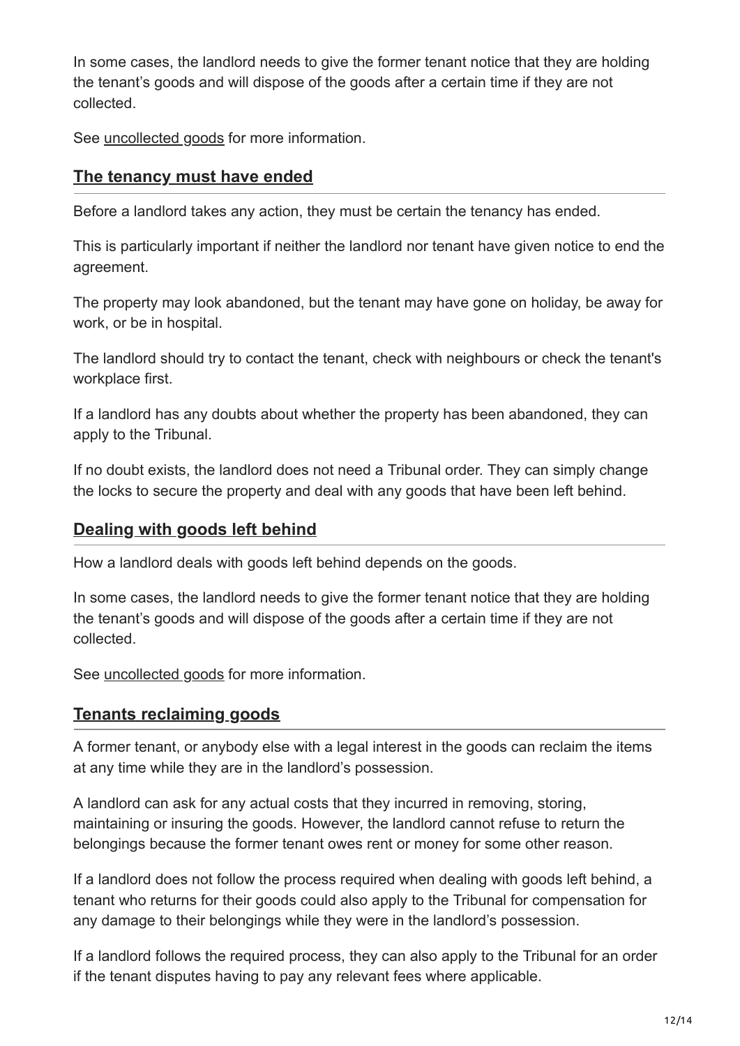In some cases, the landlord needs to give the former tenant notice that they are holding the tenant's goods and will dispose of the goods after a certain time if they are not collected.

See uncollected goods for more information.

## The tenancy must have ended

Before a landlord takes any action, they must be certain the tenancy has ended.

This is particularly important if neither the landlord nor tenant have given notice to end the agreement.

The property may look abandoned, but the tenant may have gone on holiday, be away for work, or be in hospital.

The landlord should try to contact the tenant, check with neighbours or check the tenant's workplace first.

If a landlord has any doubts about whether the property has been abandoned, they can apply to the Tribunal.

If no doubt exists, the landlord does not need a Tribunal order. They can simply change the locks to secure the property and deal with any goods that have been left behind.

## Dealing with goods left behind

How a landlord deals with goods left behind depends on the goods.

In some cases, the landlord needs to give the former tenant notice that they are holding the tenant's goods and will dispose of the goods after a certain time if they are not collected.

See uncollected goods for more information.

## Tenants reclaiming goods

A former tenant, or anybody else with a legal interest in the goods can reclaim the items at any time while they are in the landlord's possession.

A landlord can ask for any actual costs that they incurred in removing, storing, maintaining or insuring the goods. However, the landlord cannot refuse to return the belongings because the former tenant owes rent or money for some other reason.

If a landlord does not follow the process required when dealing with goods left behind, a tenant who returns for their goods could also apply to the Tribunal for compensation for any damage to their belongings while they were in the landlord's possession.

If a landlord follows the required process, they can also apply to the Tribunal for an order if the tenant disputes having to pay any relevant fees where applicable.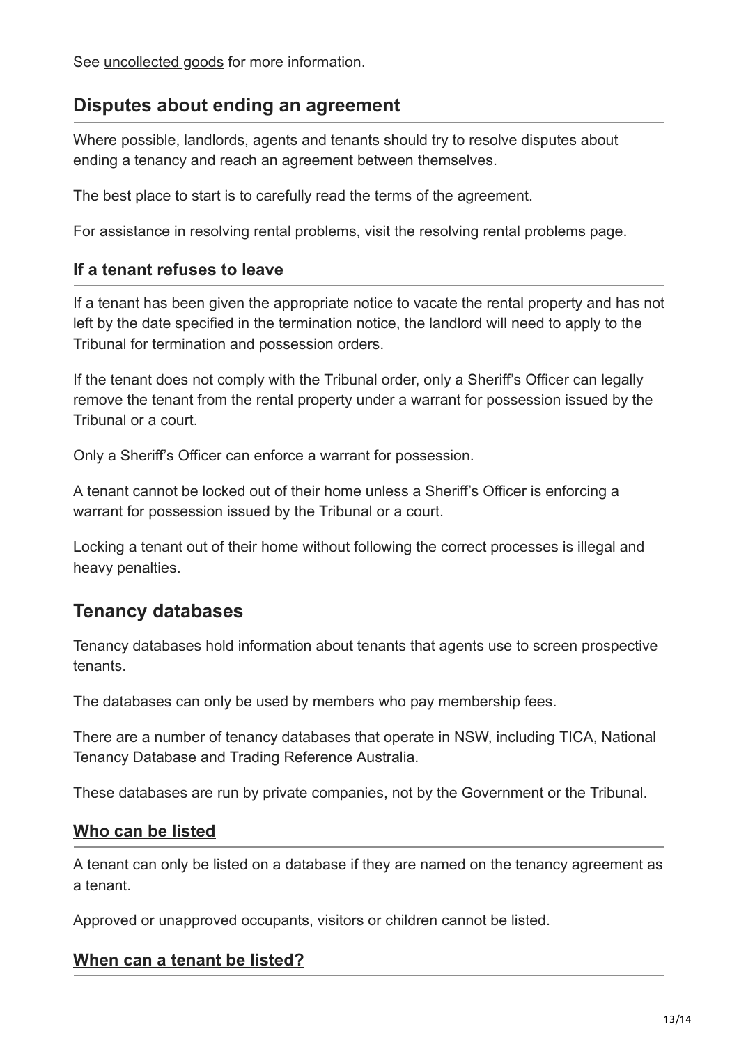See uncollected goods for more information.

## Disputes about ending an agreement

Where possible, landlords, agents and tenants should try to resolve disputes about ending a tenancy and reach an agreement between themselves.

The best place to start is to carefully read the terms of the agreement.

For assistance in resolving rental problems, visit the resolving rental problems page.

### If a tenant refuses to leave

If a tenant has been given the appropriate notice to vacate the rental property and has not left by the date specified in the termination notice, the landlord will need to apply to the Tribunal for termination and possession orders.

If the tenant does not comply with the Tribunal order, only a Sheriff's Officer can legally remove the tenant from the rental property under a warrant for possession issued by the Tribunal or a court.

Only a Sheriff's Officer can enforce a warrant for possession.

A tenant cannot be locked out of their home unless a Sheriff's Officer is enforcing a warrant for possession issued by the Tribunal or a court.

Locking a tenant out of their home without following the correct processes is illegal and heavy penalties.

## Tenancy databases

Tenancy databases hold information about tenants that agents use to screen prospective tenants.

The databases can only be used by members who pay membership fees.

There are a number of tenancy databases that operate in NSW, including TICA, National Tenancy Database and Trading Reference Australia.

These databases are run by private companies, not by the Government or the Tribunal.

### Who can be listed

A tenant can only be listed on a database if they are named on the tenancy agreement as a tenant.

Approved or unapproved occupants, visitors or children cannot be listed.

### When can a tenant be listed?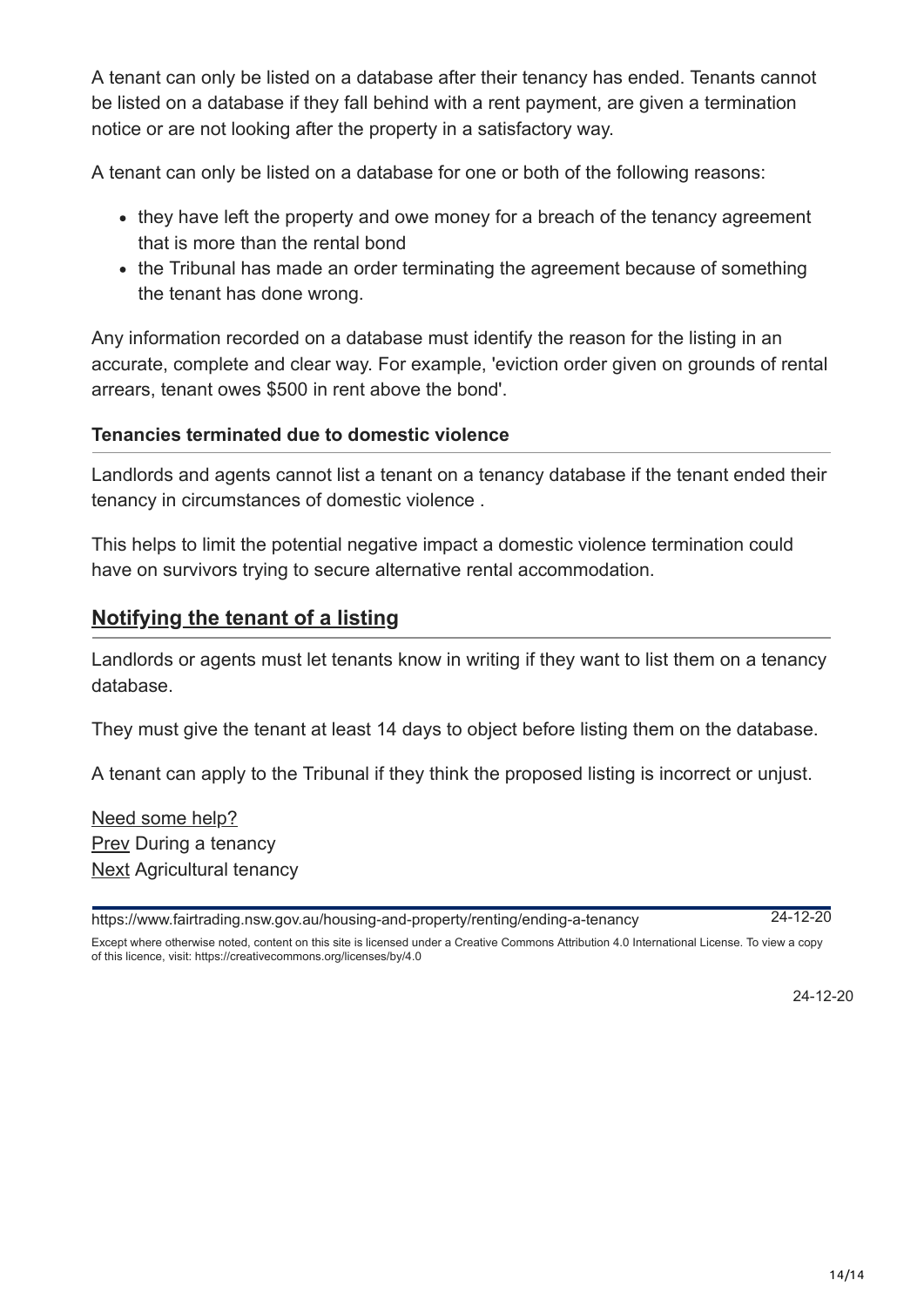A tenant can only be listed on a database after their tenancy has ended. Tenants cannot be listed on a database if they fall behind with a rent payment, are given a termination notice or are not looking after the property in a satisfactory way.

A tenant can only be listed on a database for one or both of the following reasons:

- they have left the property and owe money for a breach of the tenancy agreement that is more than the rental bond
- the Tribunal has made an order terminating the agreement because of something the tenant has done wrong.

Any information recorded on a database must identify the reason for the listing in an accurate, complete and clear way. For example, 'eviction order given on grounds of rental arrears, tenant owes $500 in rent above the bond'.

#### Tenancies terminated due to domestic violence

Landlords and agents cannot list a tenant on a tenancy database if the tenant ended their tenancy in circumstances of domestic violence .

This helps to limit the potential negative impact a domestic violence termination could have on survivors trying to secure alternative rental accommodation.

### Notifying the tenant of a listing

Landlords or agents must let tenants know in writing if they want to list them on a tenancy database.

They must give the tenant at least 14 days to object before listing them on the database.

A tenant can apply to the Tribunal if they think the proposed listing is incorrect or unjust.

Need some help?
Prev During a tenancy
Next Agricultural tenancy

https://www.fairtrading.nsw.gov.au/housing-and-property/renting/ending-a-tenancy 24-12-20

Except where otherwise noted, content on this site is licensed under a Creative Commons Attribution 4.0 International License. To view a copy of this licence, visit: https://creativecommons.org/licenses/by/4.0